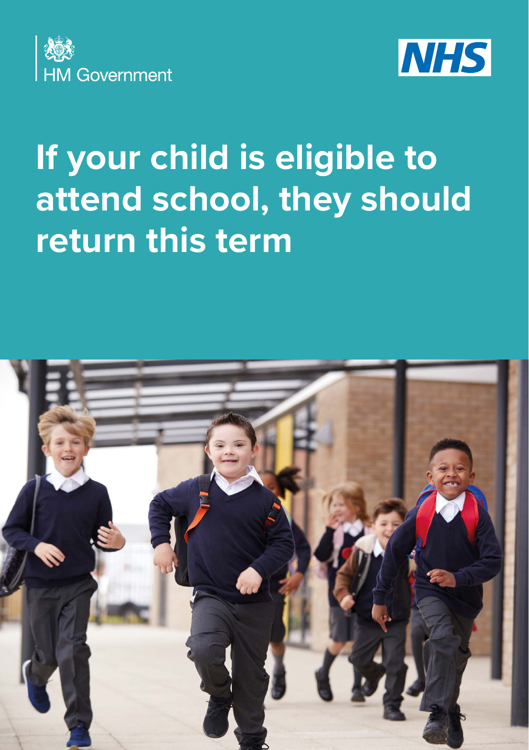HM Government

NHS

# If your child is eligible to attend school, they should return this term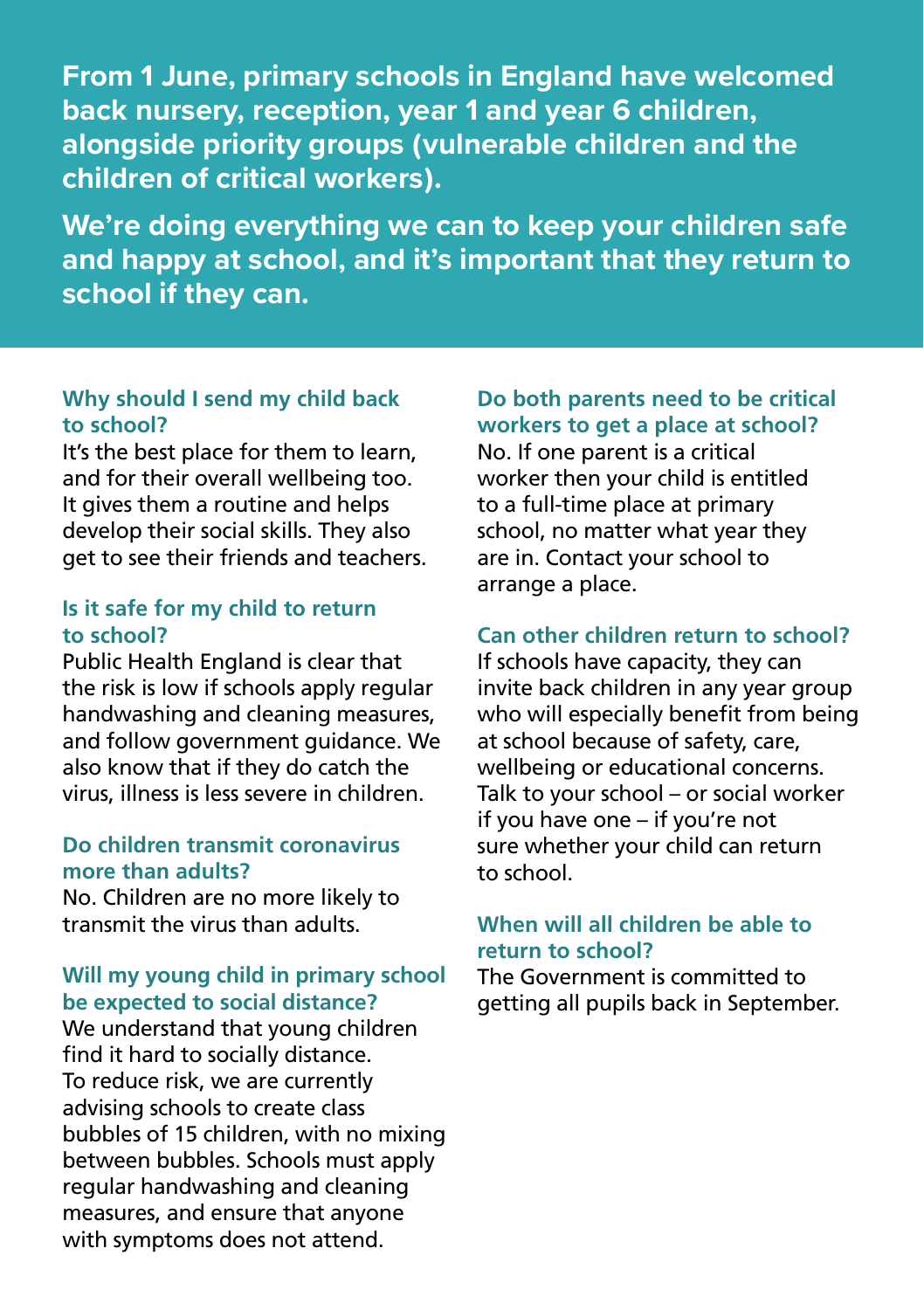**From 1 June, primary schools in England have welcomed back nursery, reception, year 1 and year 6 children, alongside priority groups (vulnerable children and the children of critical workers).**

**We're doing everything we can to keep your children safe and happy at school, and it's important that they return to school if they can.**

### Why should I send my child back to school?

It's the best place for them to learn, and for their overall wellbeing too. It gives them a routine and helps develop their social skills. They also get to see their friends and teachers.

### Is it safe for my child to return to school?

Public Health England is clear that the risk is low if schools apply regular handwashing and cleaning measures, and follow government guidance. We also know that if they do catch the virus, illness is less severe in children.

### Do children transmit coronavirus more than adults?

No. Children are no more likely to transmit the virus than adults.

### Will my young child in primary school be expected to social distance?

We understand that young children find it hard to socially distance. To reduce risk, we are currently advising schools to create class bubbles of 15 children, with no mixing between bubbles. Schools must apply regular handwashing and cleaning measures, and ensure that anyone with symptoms does not attend.

### Do both parents need to be critical workers to get a place at school?

No. If one parent is a critical worker then your child is entitled to a full-time place at primary school, no matter what year they are in. Contact your school to arrange a place.

### Can other children return to school?

If schools have capacity, they can invite back children in any year group who will especially benefit from being at school because of safety, care, wellbeing or educational concerns. Talk to your school – or social worker if you have one – if you're not sure whether your child can return to school.

### When will all children be able to return to school?

The Government is committed to getting all pupils back in September.